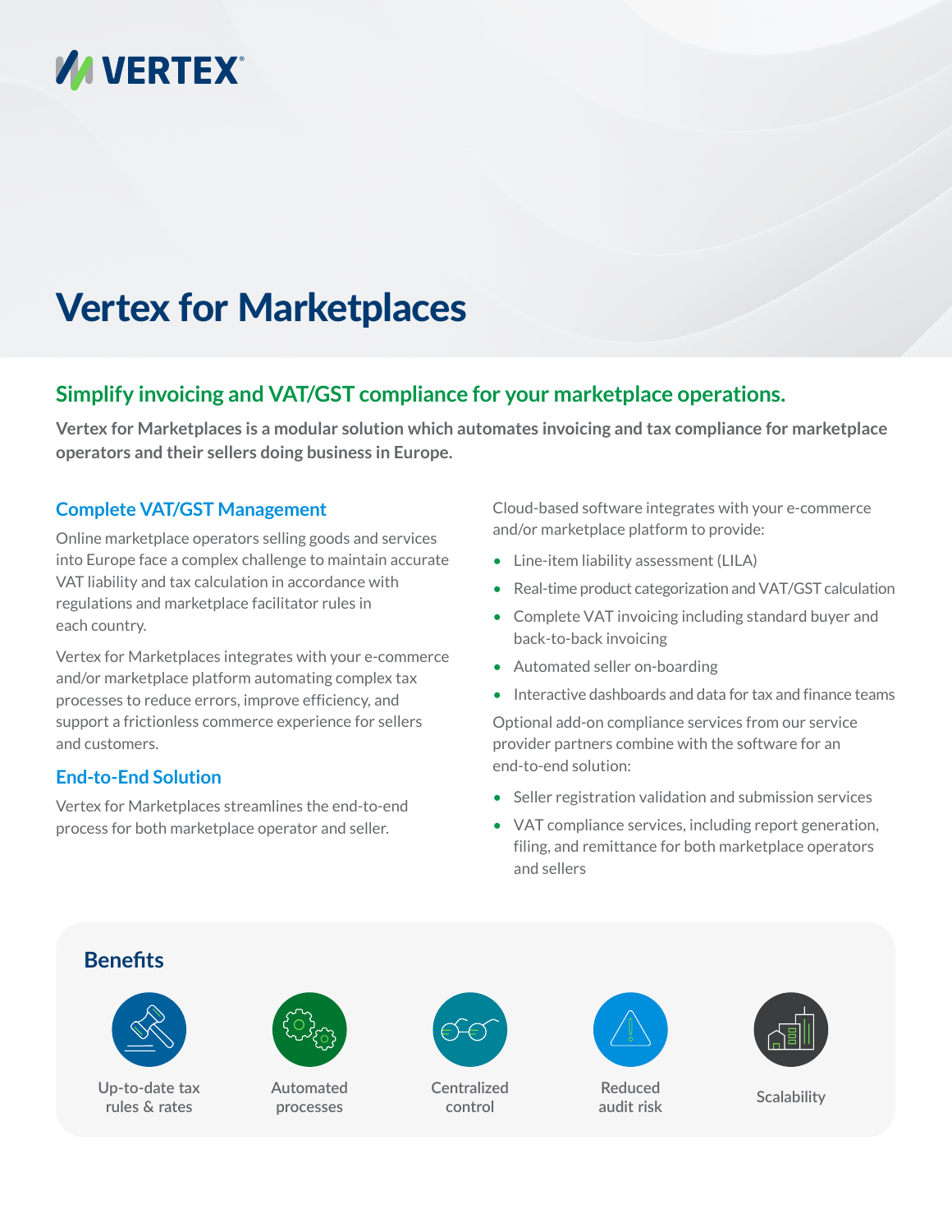# Vertex for Marketplaces

## Simplify invoicing and VAT/GST compliance for your marketplace operations.

**Vertex for Marketplaces is a modular solution which automates invoicing and tax compliance for marketplace operators and their sellers doing business in Europe.**

### Complete VAT/GST Management

Online marketplace operators selling goods and services into Europe face a complex challenge to maintain accurate VAT liability and tax calculation in accordance with regulations and marketplace facilitator rules in each country.

Vertex for Marketplaces integrates with your e-commerce and/or marketplace platform automating complex tax processes to reduce errors, improve efficiency, and support a frictionless commerce experience for sellers and customers.

### End-to-End Solution

Vertex for Marketplaces streamlines the end-to-end process for both marketplace operator and seller.

Cloud-based software integrates with your e-commerce and/or marketplace platform to provide:

- Line-item liability assessment (LILA)
- Real-time product categorization and VAT/GST calculation
- Complete VAT invoicing including standard buyer and back-to-back invoicing
- Automated seller on-boarding
- Interactive dashboards and data for tax and finance teams

Optional add-on compliance services from our service provider partners combine with the software for an end-to-end solution:

- Seller registration validation and submission services
- VAT compliance services, including report generation, filing, and remittance for both marketplace operators and sellers

## Benefits

- Up-to-date tax rules & rates
- Automated processes
- Centralized control
- Reduced audit risk
- Scalability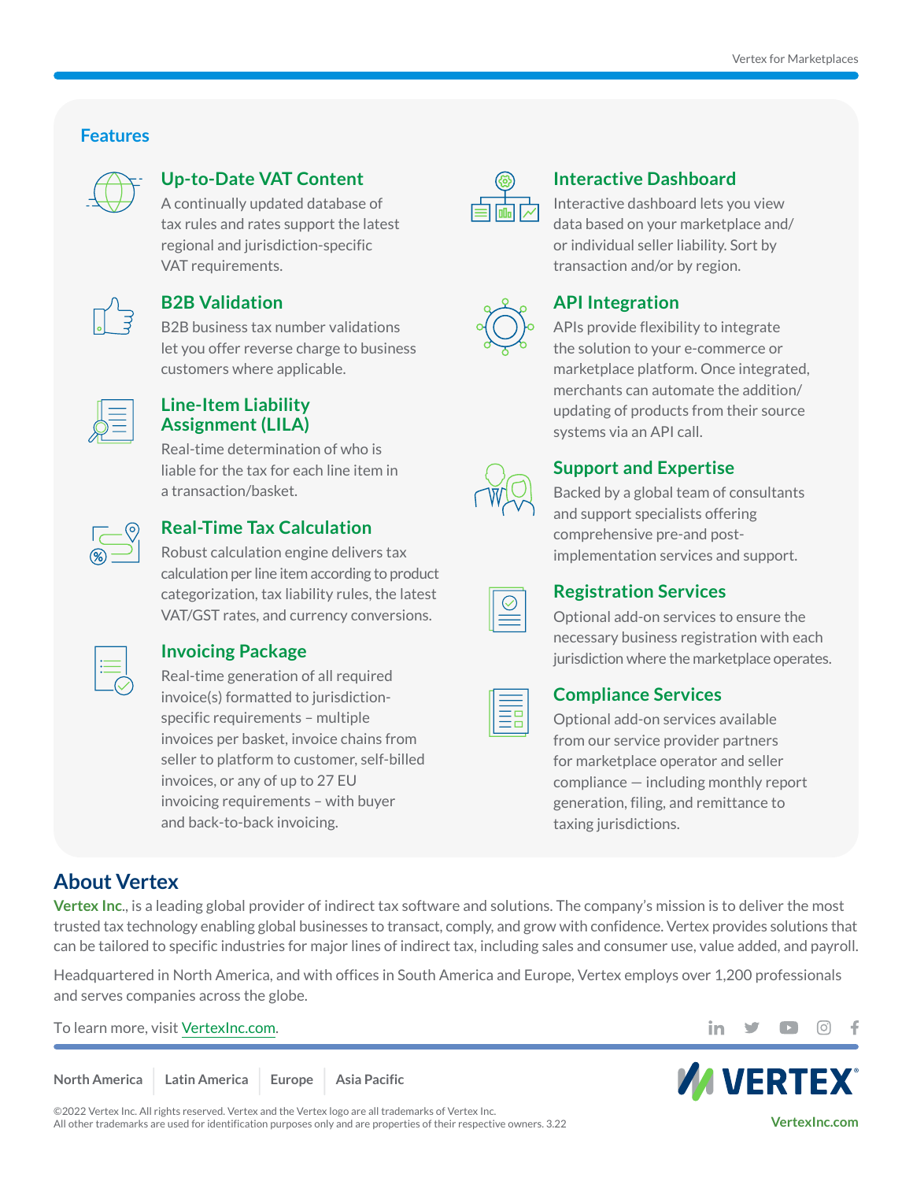## Features

### Up-to-Date VAT Content

A continually updated database of tax rules and rates support the latest regional and jurisdiction-specific VAT requirements.

### B2B Validation

B2B business tax number validations let you offer reverse charge to business customers where applicable.

### Line-Item Liability Assignment (LILA)

Real-time determination of who is liable for the tax for each line item in a transaction/basket.

### Real-Time Tax Calculation

Robust calculation engine delivers tax calculation per line item according to product categorization, tax liability rules, the latest VAT/GST rates, and currency conversions.

### Invoicing Package

Real-time generation of all required invoice(s) formatted to jurisdiction-specific requirements – multiple invoices per basket, invoice chains from seller to platform to customer, self-billed invoices, or any of up to 27 EU invoicing requirements – with buyer and back-to-back invoicing.

### Interactive Dashboard

Interactive dashboard lets you view data based on your marketplace and/or individual seller liability. Sort by transaction and/or by region.

### API Integration

APIs provide flexibility to integrate the solution to your e-commerce or marketplace platform. Once integrated, merchants can automate the addition/updating of products from their source systems via an API call.

### Support and Expertise

Backed by a global team of consultants and support specialists offering comprehensive pre-and post-implementation services and support.

### Registration Services

Optional add-on services to ensure the necessary business registration with each jurisdiction where the marketplace operates.

### Compliance Services

Optional add-on services available from our service provider partners for marketplace operator and seller compliance — including monthly report generation, filing, and remittance to taxing jurisdictions.

## About Vertex

**Vertex Inc.**, is a leading global provider of indirect tax software and solutions. The company's mission is to deliver the most trusted tax technology enabling global businesses to transact, comply, and grow with confidence. Vertex provides solutions that can be tailored to specific industries for major lines of indirect tax, including sales and consumer use, value added, and payroll.

Headquartered in North America, and with offices in South America and Europe, Vertex employs over 1,200 professionals and serves companies across the globe.

To learn more, visit VertexInc.com.

North America | Latin America | Europe | Asia Pacific

VERTEX®

VertexInc.com

©2022 Vertex Inc. All rights reserved. Vertex and the Vertex logo are all trademarks of Vertex Inc.
All other trademarks are used for identification purposes only and are properties of their respective owners. 3.22